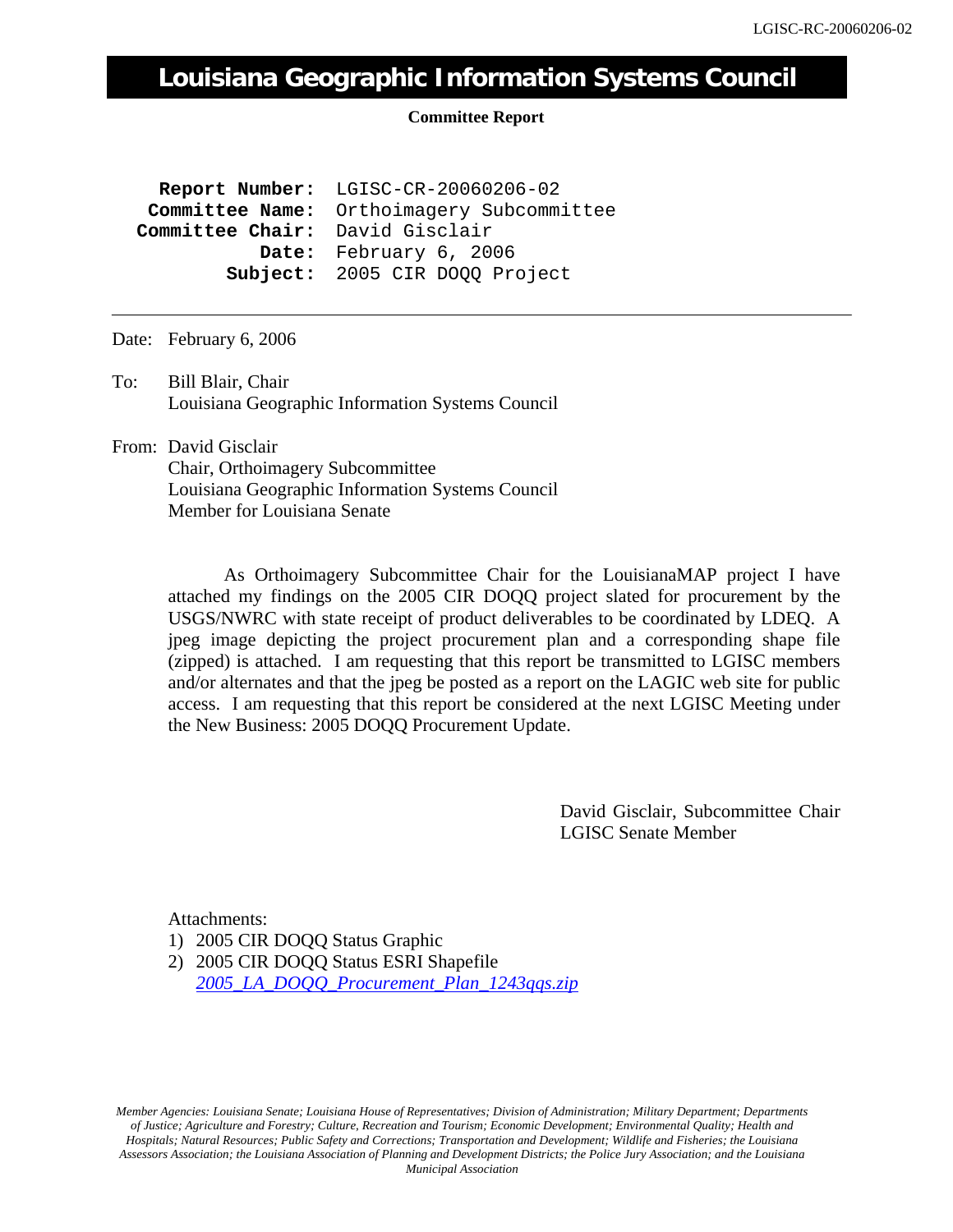# Louisiana Geographic Information Systems Council

**Committee Report**

**Report Number:** LGISC-CR-20060206-02
**Committee Name:** Orthoimagery Subcommittee
**Committee Chair:** David Gisclair
**Date:** February 6, 2006
**Subject:** 2005 CIR DOQQ Project

---

Date: February 6, 2006

To: Bill Blair, Chair
Louisiana Geographic Information Systems Council

From: David Gisclair
Chair, Orthoimagery Subcommittee
Louisiana Geographic Information Systems Council
Member for Louisiana Senate

As Orthoimagery Subcommittee Chair for the LouisianaMAP project I have attached my findings on the 2005 CIR DOQQ project slated for procurement by the USGS/NWRC with state receipt of product deliverables to be coordinated by LDEQ. A jpeg image depicting the project procurement plan and a corresponding shape file (zipped) is attached. I am requesting that this report be transmitted to LGISC members and/or alternates and that the jpeg be posted as a report on the LAGIC web site for public access. I am requesting that this report be considered at the next LGISC Meeting under the New Business: 2005 DOQQ Procurement Update.

David Gisclair, Subcommittee Chair
LGISC Senate Member

Attachments:

1) 2005 CIR DOQQ Status Graphic
2) 2005 CIR DOQQ Status ESRI Shapefile
   *2005_LA_DOQQ_Procurement_Plan_1243qqs.zip*

*Member Agencies: Louisiana Senate; Louisiana House of Representatives; Division of Administration; Military Department; Departments of Justice; Agriculture and Forestry; Culture, Recreation and Tourism; Economic Development; Environmental Quality; Health and Hospitals; Natural Resources; Public Safety and Corrections; Transportation and Development; Wildlife and Fisheries; the Louisiana Assessors Association; the Louisiana Association of Planning and Development Districts; the Police Jury Association; and the Louisiana Municipal Association*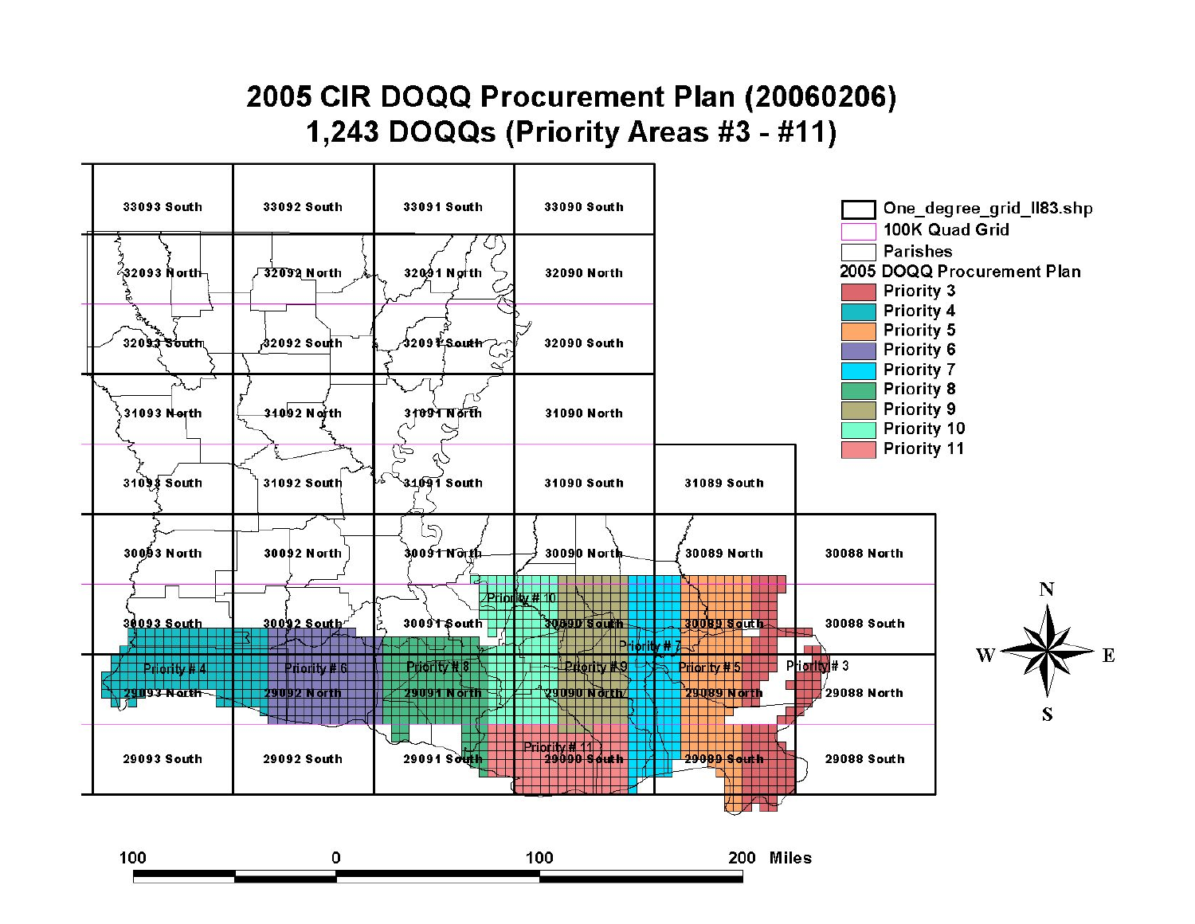# 2005 CIR DOQQ Procurement Plan (20060206)
## 1,243 DOQQs (Priority Areas #3 - #11)

33093 South
33092 South
33091 South
33090 South
32093 North
32092 North
32091 North
32090 North
32093 South
32092 South
32091 South
32090 South
31093 North
31092 North
31091 North
31090 North
31093 South
31092 South
31091 South
31090 South
31089 South
30093 North
30092 North
30091 North
30090 North
30089 North
30088 North
30093 South
30092 South
30091 South
30090 South
30089 South
30088 South
29093 North
29092 North
29091 North
29090 North
29089 North
29088 North
29093 South
29092 South
29091 South
29090 South
29089 South
29088 South

Priority # 3
Priority # 4
Priority # 5
Priority # 6
Priority # 7
Priority # 8
Priority # 9
Priority # 10
Priority # 11

One_degree_grid_ll83.shp
100K Quad Grid
Parishes
2005 DOQQ Procurement Plan
Priority 3
Priority 4
Priority 5
Priority 6
Priority 7
Priority 8
Priority 9
Priority 10
Priority 11

N
W
E
S

100
0
100
200 Miles